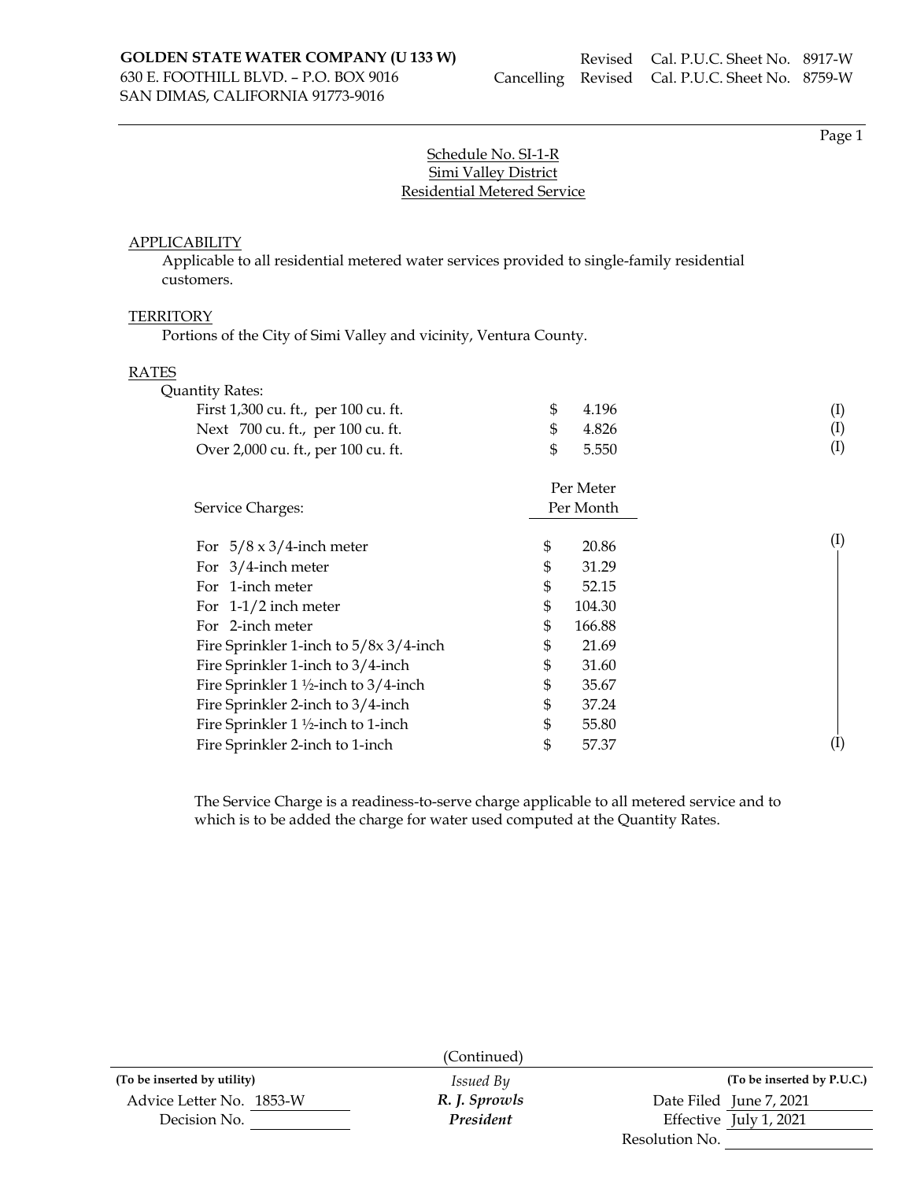**GOLDEN STATE WATER COMPANY (U 133 W)**
630 E. FOOTHILL BLVD. – P.O. BOX 9016
SAN DIMAS, CALIFORNIA 91773-9016

Revised Cal. P.U.C. Sheet No. 8917-W
Cancelling Revised Cal. P.U.C. Sheet No. 8759-W

Page 1

## Schedule No. SI-1-R
## Simi Valley District
## Residential Metered Service

APPLICABILITY

Applicable to all residential metered water services provided to single-family residential customers.

TERRITORY

Portions of the City of Simi Valley and vicinity, Ventura County.

RATES

Quantity Rates:

| | | |
|---|---|---|
| First 1,300 cu. ft., per 100 cu. ft. | $ 4.196 | (I) |
| Next 700 cu. ft., per 100 cu. ft. | $ 4.826 | (I) |
| Over 2,000 cu. ft., per 100 cu. ft. | $ 5.550 | (I) |

| Service Charges: | Per Meter Per Month | |
|---|---|---|
| For 5/8 x 3/4-inch meter | $ 20.86 | (I) |
| For 3/4-inch meter | $ 31.29 | |
| For 1-inch meter | $ 52.15 | |
| For 1-1/2 inch meter | $ 104.30 | |
| For 2-inch meter | $ 166.88 | |
| Fire Sprinkler 1-inch to 5/8x 3/4-inch | $ 21.69 | |
| Fire Sprinkler 1-inch to 3/4-inch | $ 31.60 | |
| Fire Sprinkler 1 ½-inch to 3/4-inch | $ 35.67 | |
| Fire Sprinkler 2-inch to 3/4-inch | $ 37.24 | |
| Fire Sprinkler 1 ½-inch to 1-inch | $ 55.80 | |
| Fire Sprinkler 2-inch to 1-inch | $ 57.37 | (I) |

The Service Charge is a readiness-to-serve charge applicable to all metered service and to which is to be added the charge for water used computed at the Quantity Rates.

(Continued)

| (To be inserted by utility) | Issued By | (To be inserted by P.U.C.) |
|---|---|---|
| Advice Letter No. 1853-W | *R. J. Sprowls* | Date Filed June 7, 2021 |
| Decision No. | *President* | Effective July 1, 2021 |
| | | Resolution No. |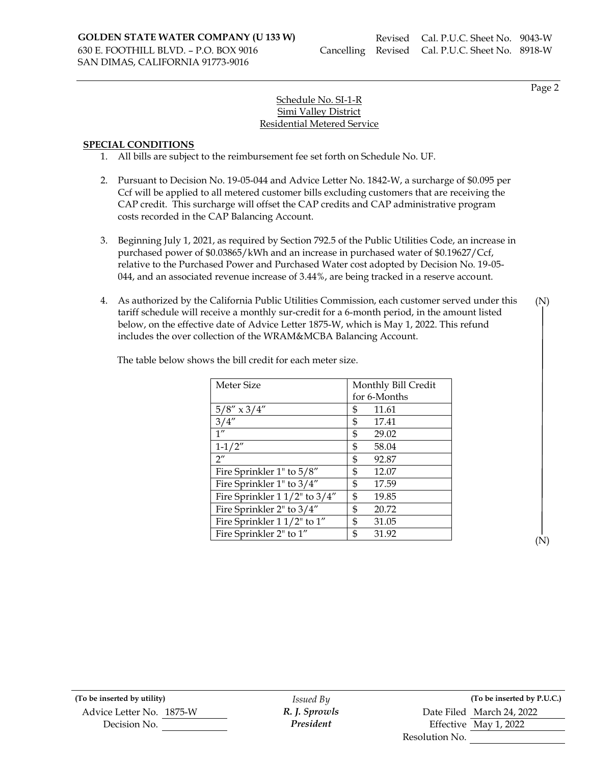GOLDEN STATE WATER COMPANY (U 133 W)
630 E. FOOTHILL BLVD. – P.O. BOX 9016
SAN DIMAS, CALIFORNIA 91773-9016

Revised Cal. P.U.C. Sheet No. 9043-W
Cancelling Revised Cal. P.U.C. Sheet No. 8918-W

Schedule No. SI-1-R
Simi Valley District
Residential Metered Service

**SPECIAL CONDITIONS**

1. All bills are subject to the reimbursement fee set forth on Schedule No. UF.

2. Pursuant to Decision No. 19-05-044 and Advice Letter No. 1842-W, a surcharge of $0.095 per Ccf will be applied to all metered customer bills excluding customers that are receiving the CAP credit. This surcharge will offset the CAP credits and CAP administrative program costs recorded in the CAP Balancing Account.

3. Beginning July 1, 2021, as required by Section 792.5 of the Public Utilities Code, an increase in purchased power of $0.03865/kWh and an increase in purchased water of $0.19627/Ccf, relative to the Purchased Power and Purchased Water cost adopted by Decision No. 19-05-044, and an associated revenue increase of 3.44%, are being tracked in a reserve account.

4. As authorized by the California Public Utilities Commission, each customer served under this tariff schedule will receive a monthly sur-credit for a 6-month period, in the amount listed below, on the effective date of Advice Letter 1875-W, which is May 1, 2022. This refund includes the over collection of the WRAM&MCBA Balancing Account. (N)

   The table below shows the bill credit for each meter size.

| Meter Size | Monthly Bill Credit for 6-Months |
|---|---|
| 5/8″ x 3/4″ | $ 11.61 |
| 3/4″ | $ 17.41 |
| 1″ | $ 29.02 |
| 1-1/2″ | $ 58.04 |
| 2″ | $ 92.87 |
| Fire Sprinkler 1" to 5/8″ | $ 12.07 |
| Fire Sprinkler 1" to 3/4″ | $ 17.59 |
| Fire Sprinkler 1 1/2" to 3/4″ | $ 19.85 |
| Fire Sprinkler 2" to 3/4″ | $ 20.72 |
| Fire Sprinkler 1 1/2" to 1″ | $ 31.05 |
| Fire Sprinkler 2" to 1″ | $ 31.92 |

(N)

(To be inserted by utility)
Advice Letter No. 1875-W
Decision No.

*Issued By*
***R. J. Sprowls***
***President***

(To be inserted by P.U.C.)
Date Filed March 24, 2022
Effective May 1, 2022
Resolution No.